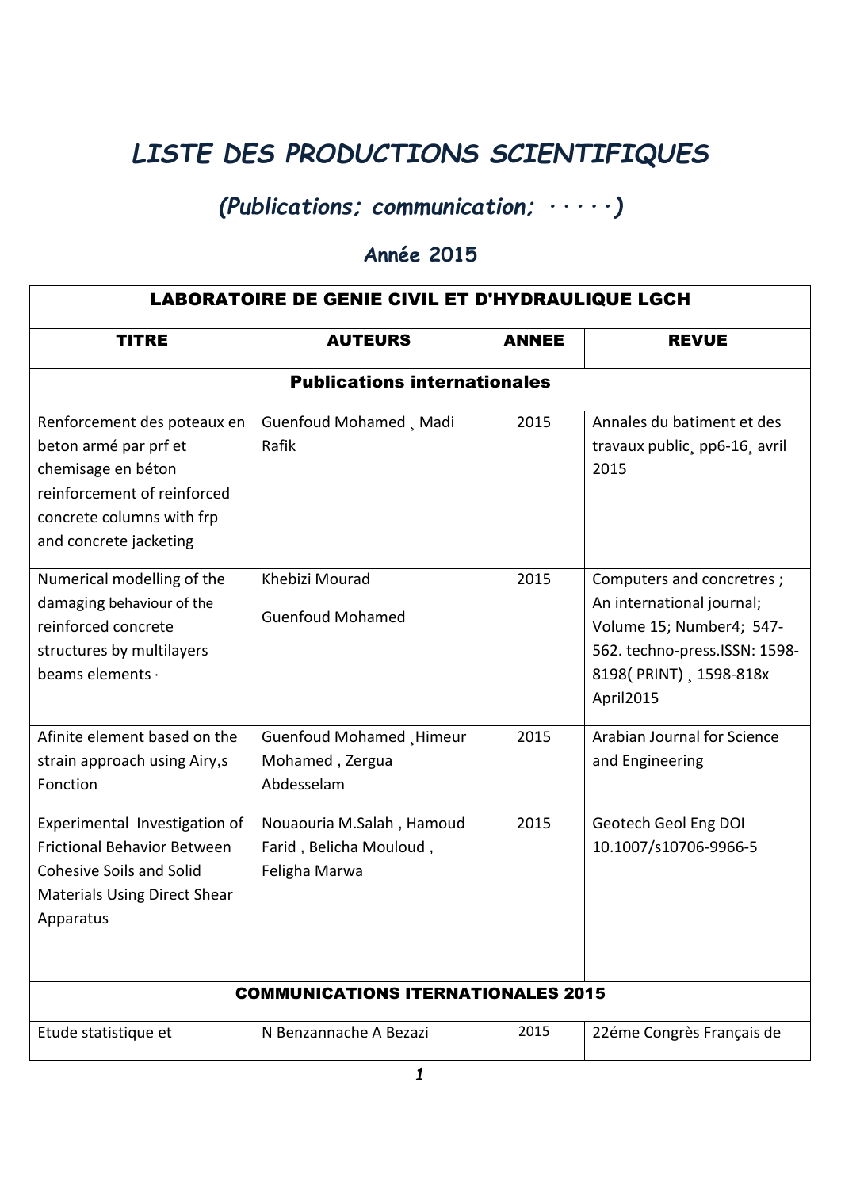# *LISTE DES PRODUCTIONS SCIENTIFIQUES*

## *(Publications; communication; ·····)*

### Année 2015

| LABORATOIRE DE GENIE CIVIL ET D'HYDRAULIQUE LGCH | | | |
|---|---|---|---|
| **TITRE** | **AUTEURS** | **ANNEE** | **REVUE** |
| **Publications internationales** | | | |
| Renforcement des poteaux en beton armé par prf et chemisage en béton reinforcement of reinforced concrete columns with frp and concrete jacketing | Guenfoud Mohamed ¸ Madi Rafik | 2015 | Annales du batiment et des travaux public¸ pp6-16¸ avril 2015 |
| Numerical modelling of the damaging behaviour of the reinforced concrete structures by multilayers beams elements · | Khebizi Mourad<br>Guenfoud Mohamed | 2015 | Computers and concretres ; An international journal; Volume 15; Number4; 547-562. techno-press.ISSN: 1598-8198( PRINT) ¸ 1598-818x April2015 |
| Afinite element based on the strain approach using Airy,s Fonction | Guenfoud Mohamed ¸Himeur Mohamed , Zergua Abdesselam | 2015 | Arabian Journal for Science and Engineering |
| Experimental Investigation of Frictional Behavior Between Cohesive Soils and Solid Materials Using Direct Shear Apparatus | Nouaouria M.Salah , Hamoud Farid , Belicha Mouloud , Feligha Marwa | 2015 | Geotech Geol Eng DOI 10.1007/s10706-9966-5 |
| **COMMUNICATIONS ITERNATIONALES 2015** | | | |
| Etude statistique et | N Benzannache A Bezazi | 2015 | 22éme Congrès Français de |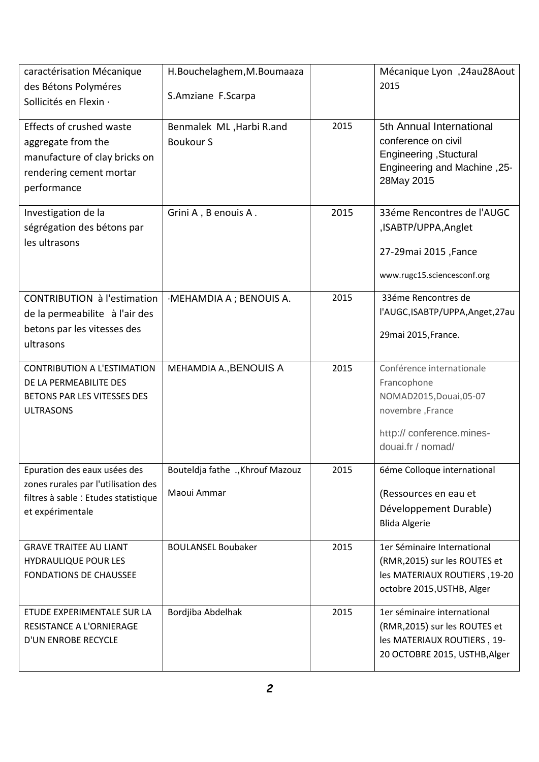| | | | |
|---|---|---|---|
| caractérisation Mécanique des Bétons Polyméres Sollicités en Flexin · | H.Bouchelaghem,M.Boumaaza S.Amziane F.Scarpa | | Mécanique Lyon ,24au28Aout 2015 |
| Effects of crushed waste aggregate from the manufacture of clay bricks on rendering cement mortar performance | Benmalek ML ,Harbi R.and Boukour S | 2015 | 5th Annual International conference on civil Engineering ,Stuctural Engineering and Machine ,25-28May 2015 |
| Investigation de la ségrégation des bétons par les ultrasons | Grini A , B enouis A . | 2015 | 33éme Rencontres de l'AUGC ,ISABTP/UPPA,Anglet 27-29mai 2015 ,Fance www.rugc15.sciencesconf.org |
| CONTRIBUTION à l'estimation de la permeabilite à l'air des betons par les vitesses des ultrasons | ·MEHAMDIA A ; BENOUIS A. | 2015 | 33éme Rencontres de l'AUGC,ISABTP/UPPA,Anget,27au 29mai 2015,France. |
| CONTRIBUTION A L'ESTIMATION DE LA PERMEABILITE DES BETONS PAR LES VITESSES DES ULTRASONS | MEHAMDIA A.,BENOUIS A | 2015 | Conférence internationale Francophone NOMAD2015,Douai,05-07 novembre ,France http:// conference.mines-douai.fr / nomad/ |
| Epuration des eaux usées des zones rurales par l'utilisation des filtres à sable : Etudes statistique et expérimentale | Bouteldja fathe .,Khrouf Mazouz Maoui Ammar | 2015 | 6éme Colloque international (Ressources en eau et Développement Durable) Blida Algerie |
| GRAVE TRAITEE AU LIANT HYDRAULIQUE POUR LES FONDATIONS DE CHAUSSEE | BOULANSEL Boubaker | 2015 | 1er Séminaire International (RMR,2015) sur les ROUTES et les MATERIAUX ROUTIERS ,19-20 octobre 2015,USTHB, Alger |
| ETUDE EXPERIMENTALE SUR LA RESISTANCE A L'ORNIERAGE D'UN ENROBE RECYCLE | Bordjiba Abdelhak | 2015 | 1er séminaire international (RMR,2015) sur les ROUTES et les MATERIAUX ROUTIERS , 19-20 OCTOBRE 2015, USTHB,Alger |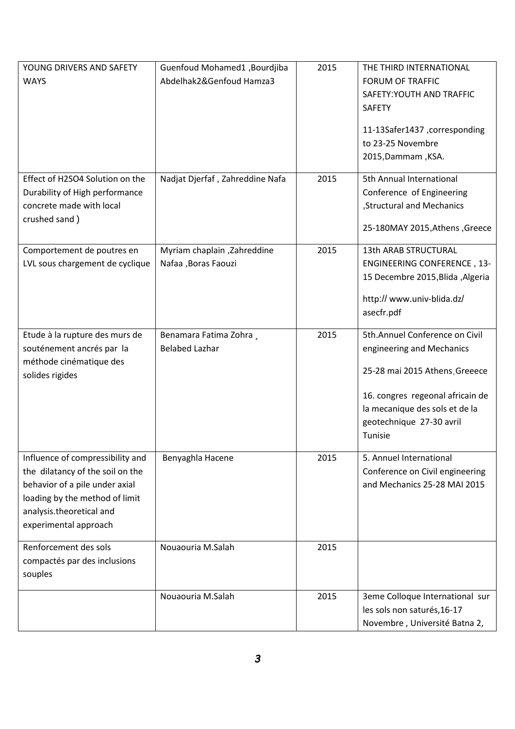| YOUNG DRIVERS AND SAFETY WAYS | Guenfoud Mohamed1 ,Bourdjiba Abdelhak2&Genfoud Hamza3 | 2015 | THE THIRD INTERNATIONAL FORUM OF TRAFFIC SAFETY:YOUTH AND TRAFFIC SAFETY<br><br>11-13Safer1437 ,corresponding to 23-25 Novembre 2015,Dammam ,KSA. |
|---|---|---|---|
| Effect of $H_2SO_4$ Solution on the Durability of High performance concrete made with local crushed sand ) | Nadjat Djerfaf , Zahreddine Nafa | 2015 | 5th Annual International Conference of Engineering ,Structural and Mechanics<br><br>25-180MAY 2015,Athens ,Greece |
| Comportement de poutres en LVL sous chargement de cyclique | Myriam chaplain ,Zahreddine Nafaa ,Boras Faouzi | 2015 | 13th ARAB STRUCTURAL ENGINEERING CONFERENCE , 13-15 Decembre 2015,Blida ,Algeria<br><br>http:// www.univ-blida.dz/ asecfr.pdf |
| Etude à la rupture des murs de soutènement ancrés par la méthode cinématique des solides rigides | Benamara Fatima Zohra ¸ Belabed Lazhar | 2015 | 5th.Annuel Conference on Civil engineering and Mechanics<br><br>25-28 mai 2015 Athens¸Greeece<br><br>16. congres regeonal africain de la mecanique des sols et de la geotechnique 27-30 avril Tunisie |
| Influence of compressibility and the dilatancy of the soil on the behavior of a pile under axial loading by the method of limit analysis.theoretical and experimental approach | Benyaghla Hacene | 2015 | 5. Annuel International Conference on Civil engineering and Mechanics 25-28 MAI 2015 |
| Renforcement des sols compactés par des inclusions souples | Nouaouria M.Salah | 2015 | |
| | Nouaouria M.Salah | 2015 | 3eme Colloque International sur les sols non saturés,16-17 Novembre , Université Batna 2, |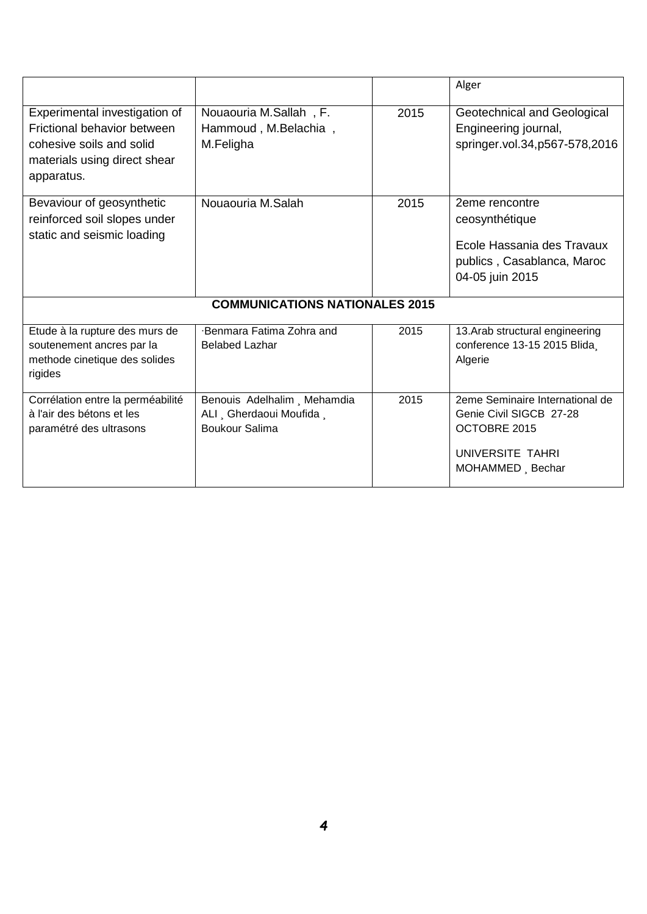| | | | |
|---|---|---|---|
| | | | Alger |
| Experimental investigation of Frictional behavior between cohesive soils and solid materials using direct shear apparatus. | Nouaouria M.Sallah , F. Hammoud , M.Belachia , M.Feligha | 2015 | Geotechnical and Geological Engineering journal, springer.vol.34,p567-578,2016 |
| Bevaviour of geosynthetic reinforced soil slopes under static and seismic loading | Nouaouria M.Salah | 2015 | 2eme rencontre ceosynthétique<br><br>Ecole Hassania des Travaux publics , Casablanca, Maroc 04-05 juin 2015 |
| **COMMUNICATIONS NATIONALES 2015** | | | |
| Etude à la rupture des murs de soutenement ancres par la methode cinetique des solides rigides | ·Benmara Fatima Zohra and Belabed Lazhar | 2015 | 13.Arab structural engineering conference 13-15 2015 Blida¸ Algerie |
| Corrélation entre la perméabilité à l'air des bétons et les paramétré des ultrasons | Benouis Adelhalim ¸ Mehamdia ALI ¸ Gherdaoui Moufida ¸ Boukour Salima | 2015 | 2eme Seminaire International de Genie Civil SIGCB 27-28 OCTOBRE 2015<br><br>UNIVERSITE TAHRI MOHAMMED ¸ Bechar |